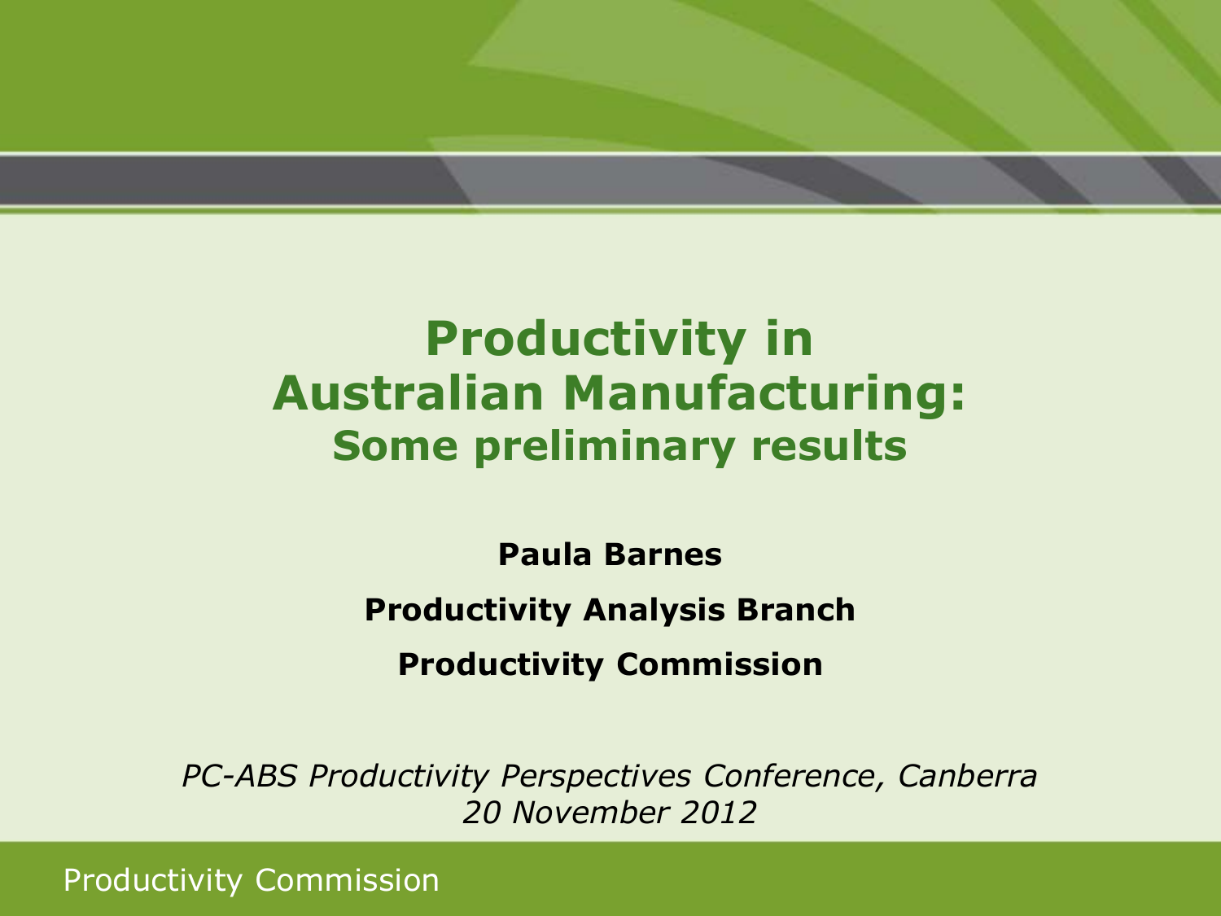# Productivity in Australian Manufacturing:
## Some preliminary results

**Paula Barnes**

**Productivity Analysis Branch**

**Productivity Commission**

*PC-ABS Productivity Perspectives Conference, Canberra*
*20 November 2012*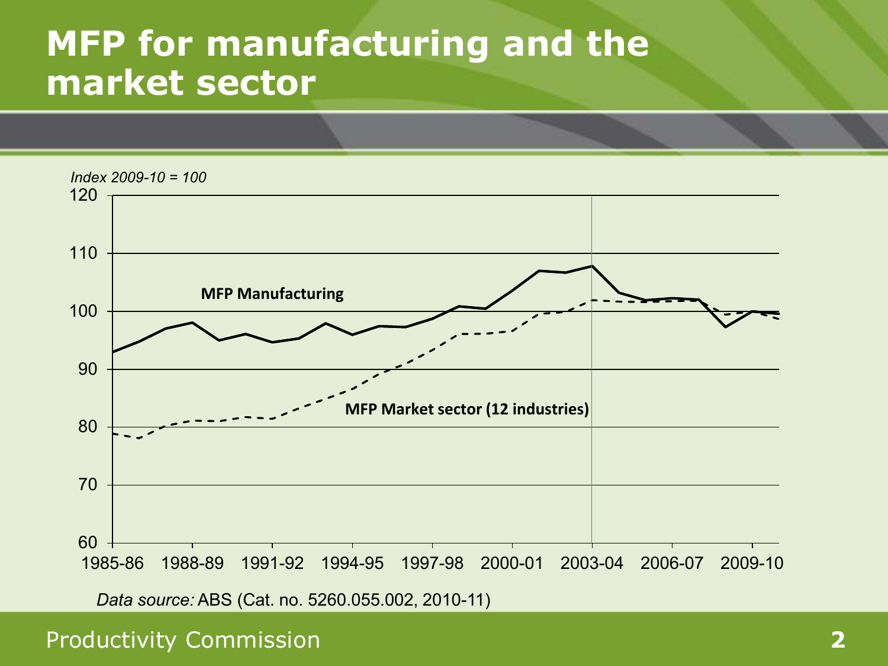# MFP for manufacturing and the market sector

*Index 2009-10 = 100*

120
110
100
90
80
70
60

**MFP Manufacturing**

**MFP Market sector (12 industries)**

1985-86 1988-89 1991-92 1994-95 1997-98 2000-01 2003-04 2006-07 2009-10

*Data source:* ABS (Cat. no. 5260.055.002, 2010-11)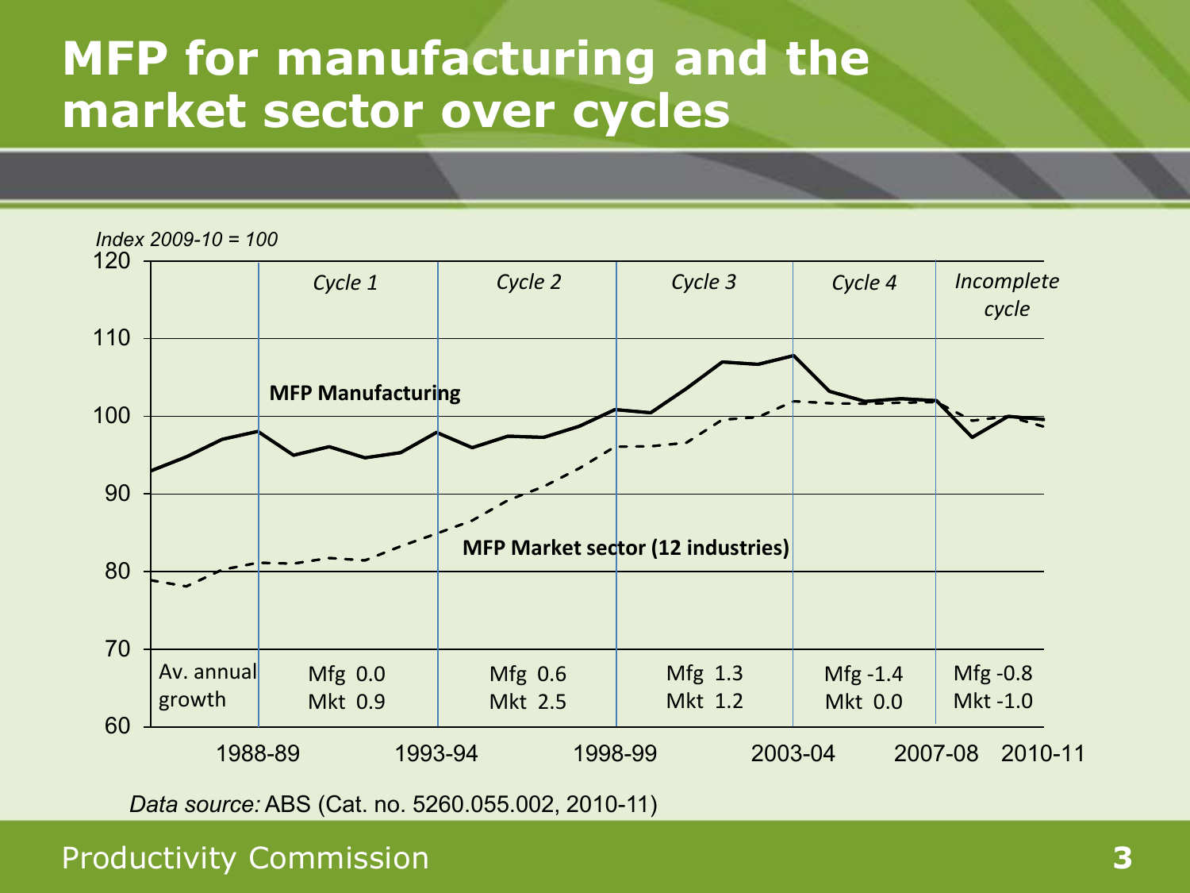# MFP for manufacturing and the market sector over cycles

*Index 2009-10 = 100*

| | Cycle 1 | Cycle 2 | Cycle 3 | Cycle 4 | Incomplete cycle |
|---|---|---|---|---|---|
| Av. annual growth | Mfg 0.0<br>Mkt 0.9 | Mfg 0.6<br>Mkt 2.5 | Mfg 1.3<br>Mkt 1.2 | Mfg -1.4<br>Mkt 0.0 | Mfg -0.8<br>Mkt -1.0 |

Series: MFP Manufacturing; MFP Market sector (12 industries)

Cycle boundaries: 1988-89, 1993-94, 1998-99, 2003-04, 2007-08, 2010-11

*Data source:* ABS (Cat. no. 5260.055.002, 2010-11)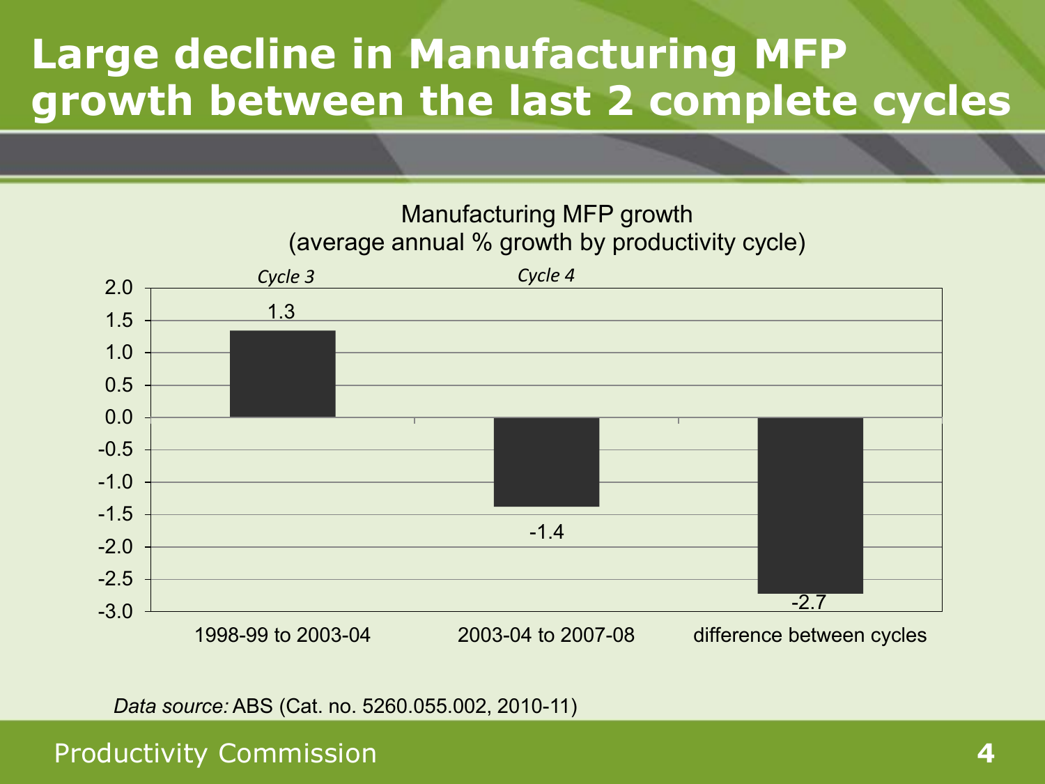# Large decline in Manufacturing MFP growth between the last 2 complete cycles

Manufacturing MFP growth
(average annual % growth by productivity cycle)

| | Cycle 3 | Cycle 4 | |
|---|---|---|---|
| | 1998-99 to 2003-04 | 2003-04 to 2007-08 | difference between cycles |
| Manufacturing MFP growth (%) | 1.3 | -1.4 | -2.7 |

*Data source:* ABS (Cat. no. 5260.055.002, 2010-11)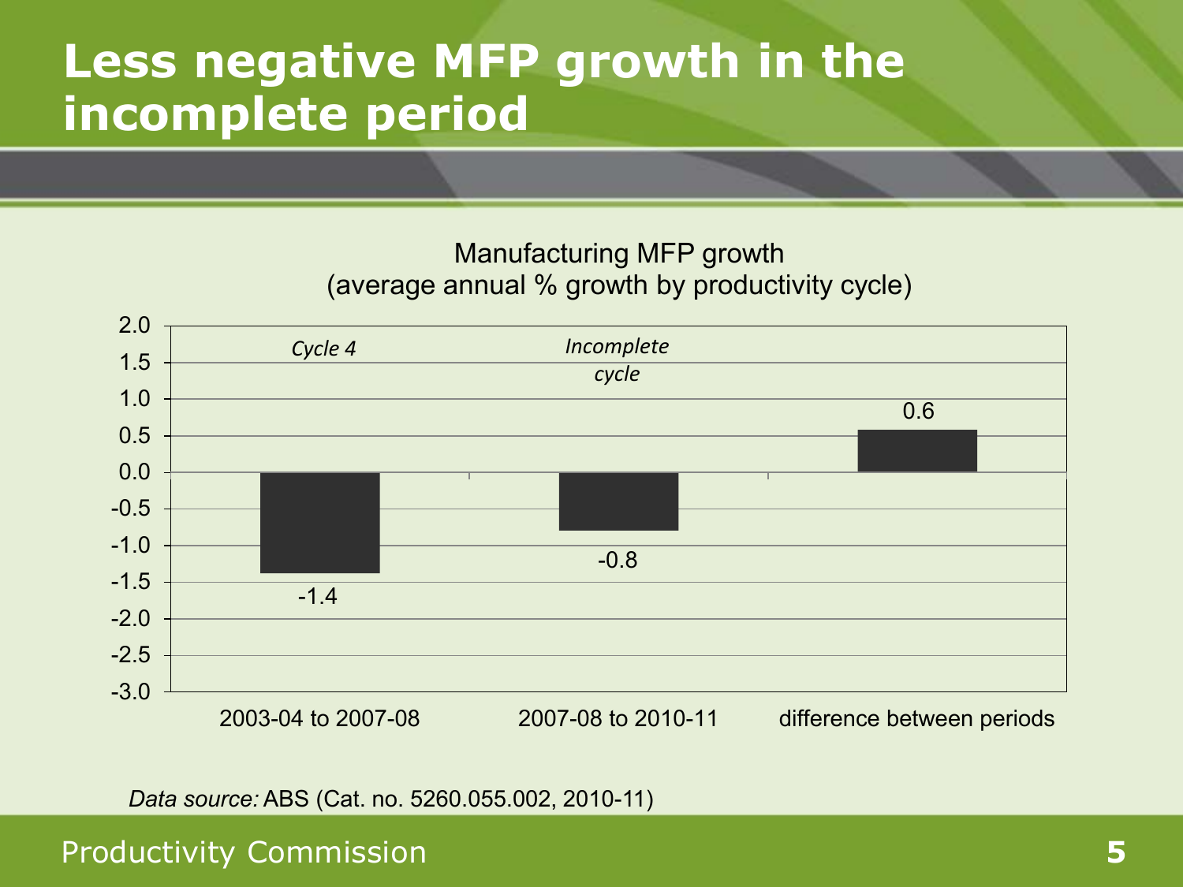# Less negative MFP growth in the incomplete period

Manufacturing MFP growth
(average annual % growth by productivity cycle)

| | 2003-04 to 2007-08 | 2007-08 to 2010-11 | difference between periods |
|---|---|---|---|
| | *Cycle 4* | *Incomplete cycle* | |
| MFP growth (%) | -1.4 | -0.8 | 0.6 |

*Data source:* ABS (Cat. no. 5260.055.002, 2010-11)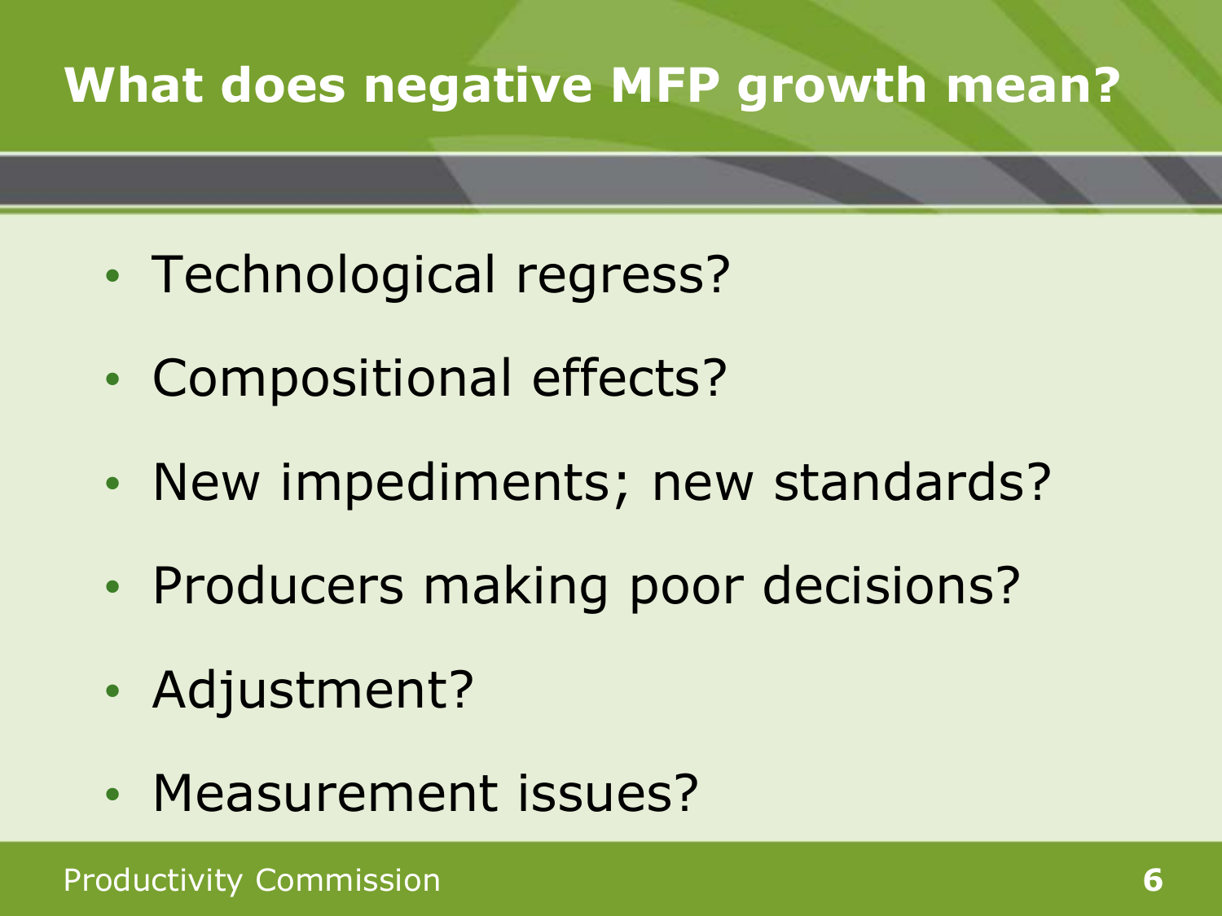# What does negative MFP growth mean?

- Technological regress?
- Compositional effects?
- New impediments; new standards?
- Producers making poor decisions?
- Adjustment?
- Measurement issues?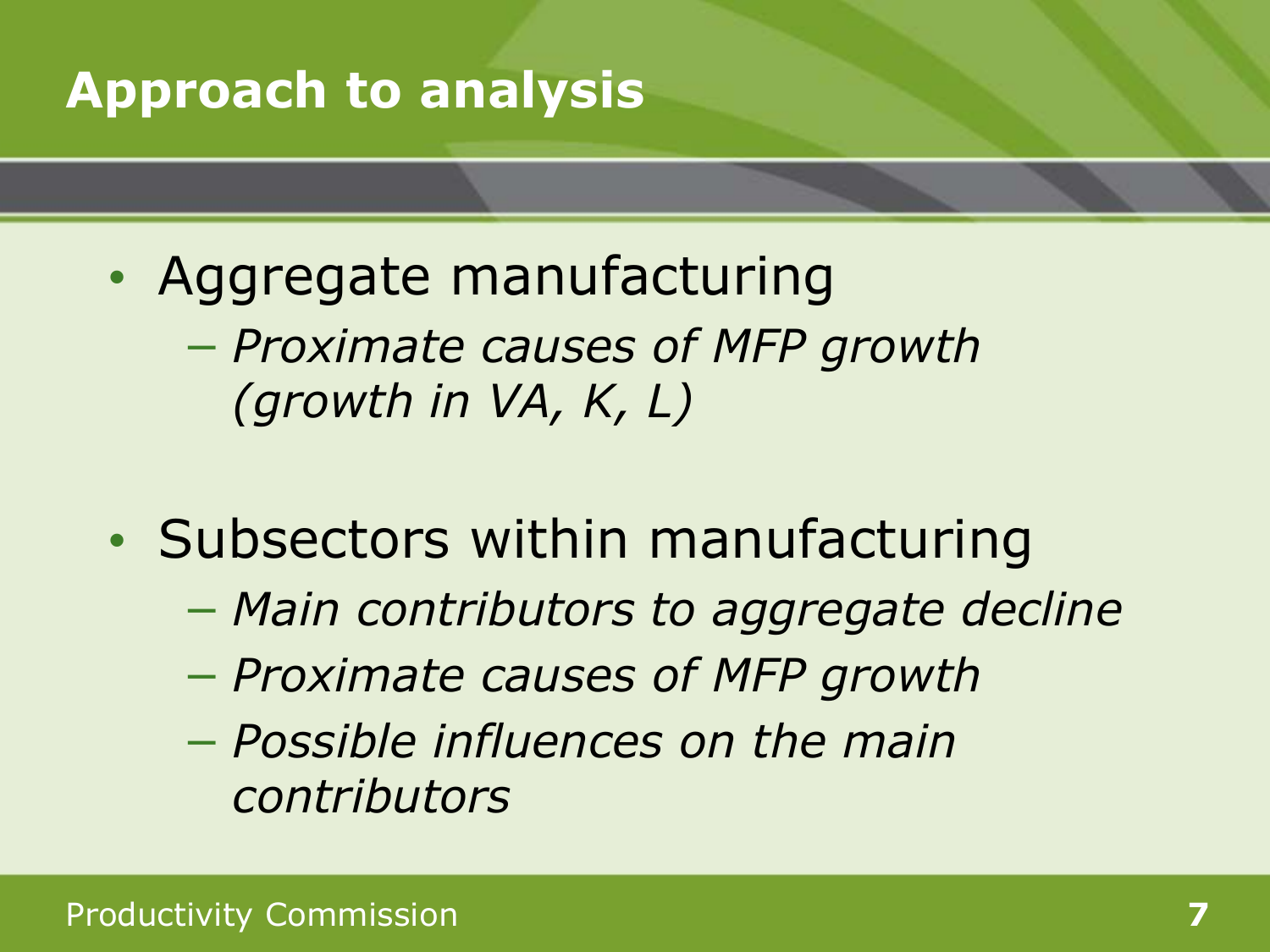# Approach to analysis

- Aggregate manufacturing
  - *Proximate causes of MFP growth (growth in VA, K, L)*
- Subsectors within manufacturing
  - *Main contributors to aggregate decline*
  - *Proximate causes of MFP growth*
  - *Possible influences on the main contributors*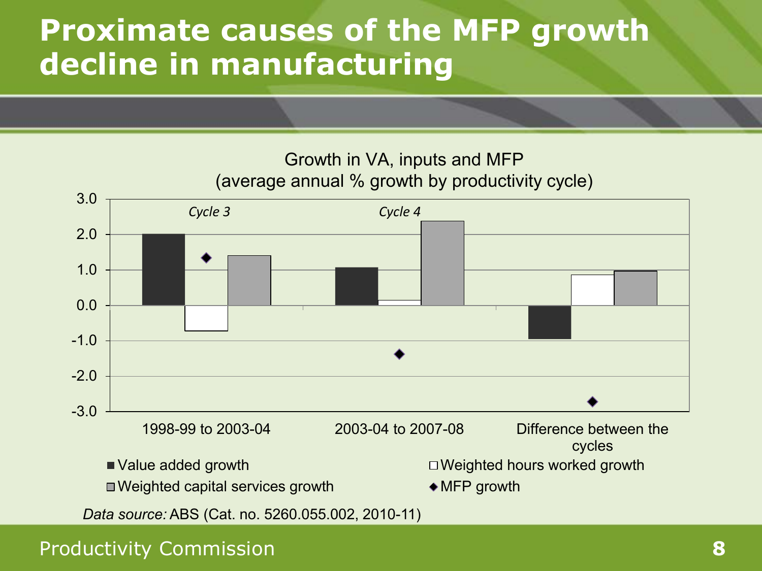# Proximate causes of the MFP growth decline in manufacturing

Growth in VA, inputs and MFP
(average annual % growth by productivity cycle)

*Cycle 3* | *Cycle 4*

| | 1998-99 to 2003-04 | 2003-04 to 2007-08 | Difference between the cycles |
|---|---|---|---|
| Value added growth | 2.0 | 1.1 | -0.9 |
| Weighted hours worked growth | -0.7 | 0.1 | 0.9 |
| Weighted capital services growth | 1.4 | 2.4 | 1.0 |
| MFP growth | 1.4 | -1.4 | -2.7 |

*Data source:* ABS (Cat. no. 5260.055.002, 2010-11)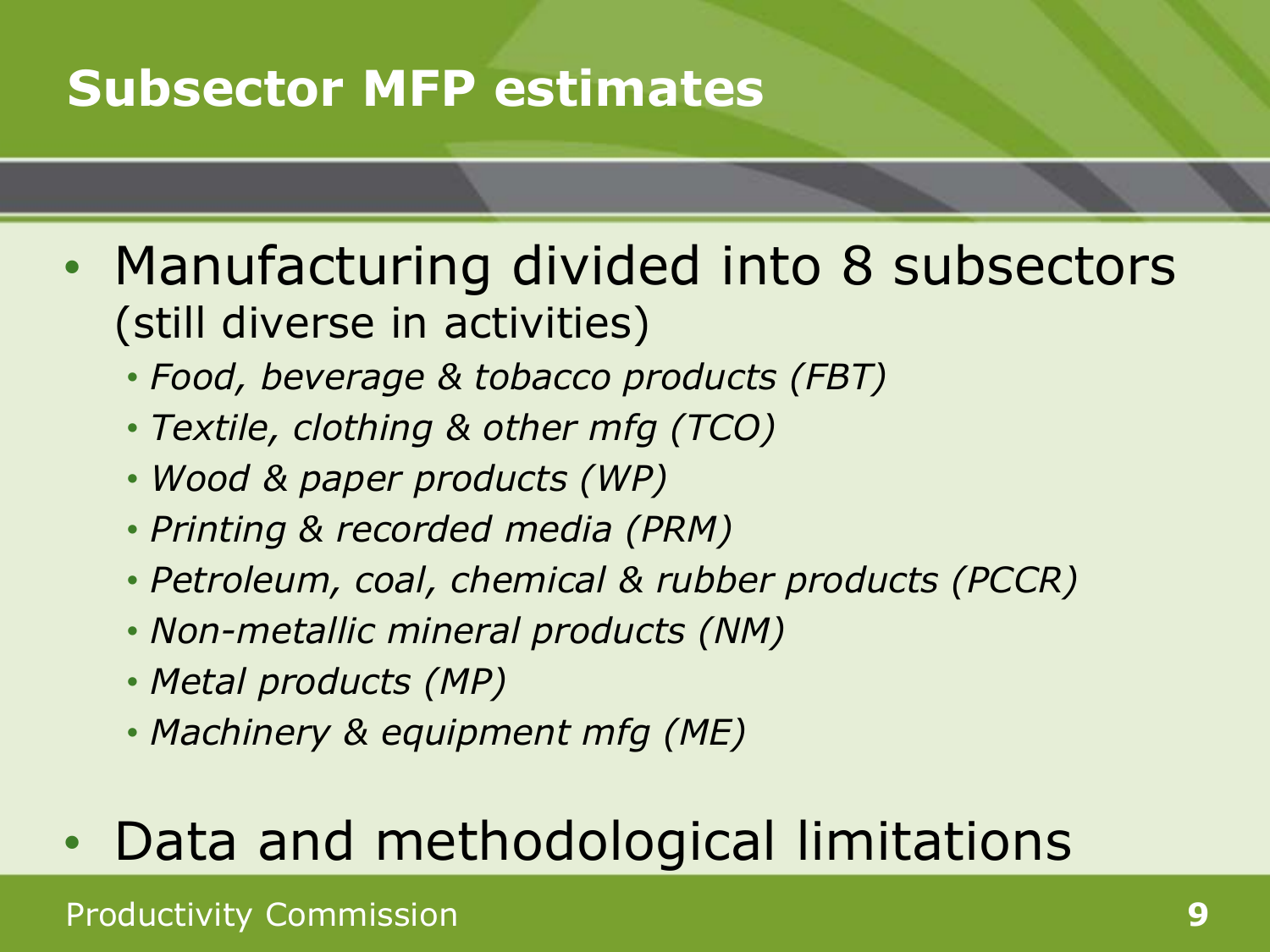# Subsector MFP estimates

- Manufacturing divided into 8 subsectors (still diverse in activities)
  - *Food, beverage & tobacco products (FBT)*
  - *Textile, clothing & other mfg (TCO)*
  - *Wood & paper products (WP)*
  - *Printing & recorded media (PRM)*
  - *Petroleum, coal, chemical & rubber products (PCCR)*
  - *Non-metallic mineral products (NM)*
  - *Metal products (MP)*
  - *Machinery & equipment mfg (ME)*
- Data and methodological limitations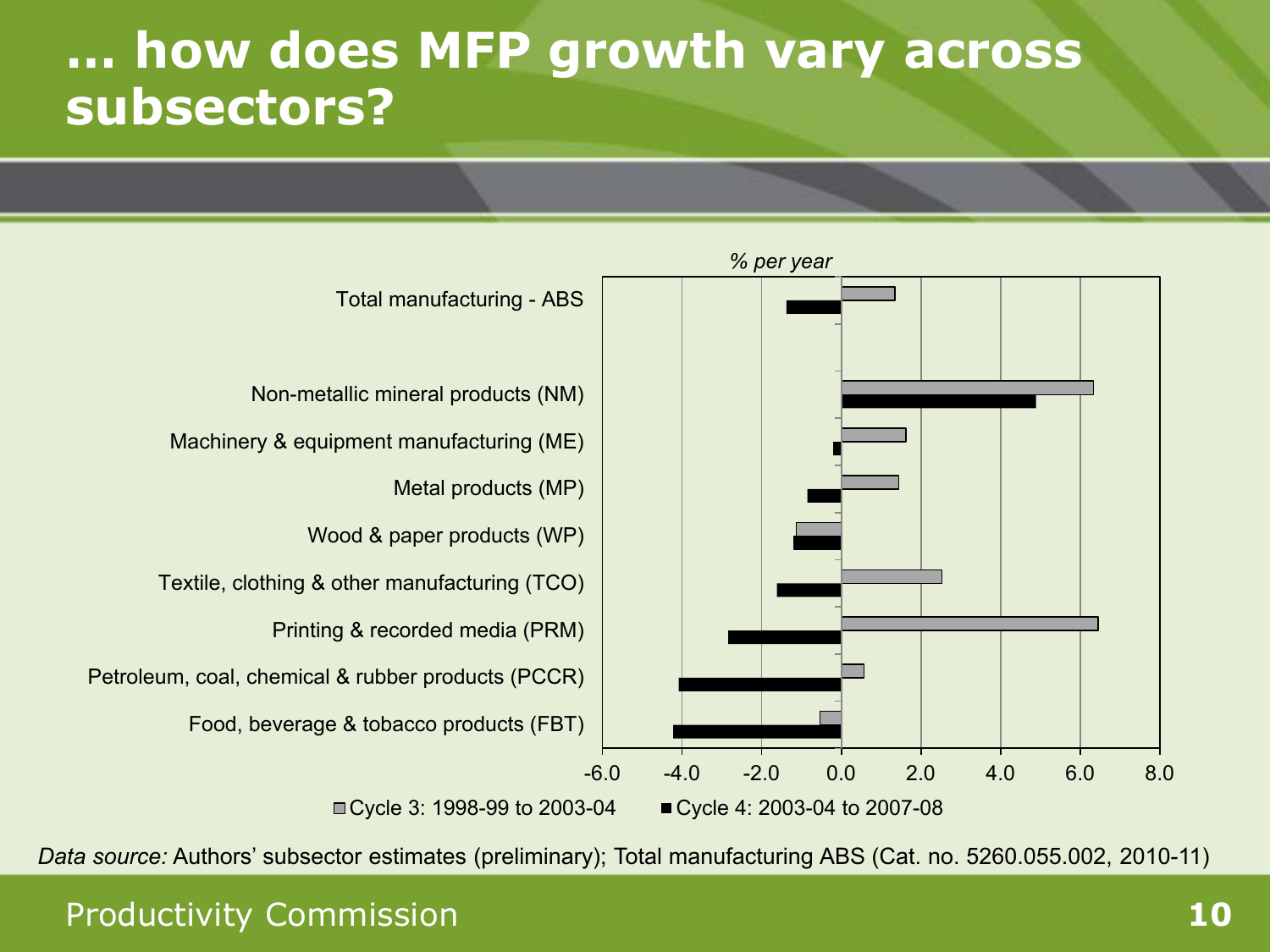# … how does MFP growth vary across subsectors?

*% per year*

| Subsector | Cycle 3: 1998-99 to 2003-04 | Cycle 4: 2003-04 to 2007-08 |
|---|---|---|
| Total manufacturing - ABS | | |
| Non-metallic mineral products (NM) | | |
| Machinery & equipment manufacturing (ME) | | |
| Metal products (MP) | | |
| Wood & paper products (WP) | | |
| Textile, clothing & other manufacturing (TCO) | | |
| Printing & recorded media (PRM) | | |
| Petroleum, coal, chemical & rubber products (PCCR) | | |
| Food, beverage & tobacco products (FBT) | | |

Axis: -6.0, -4.0, -2.0, 0.0, 2.0, 4.0, 6.0, 8.0

*Data source:* Authors' subsector estimates (preliminary); Total manufacturing ABS (Cat. no. 5260.055.002, 2010-11)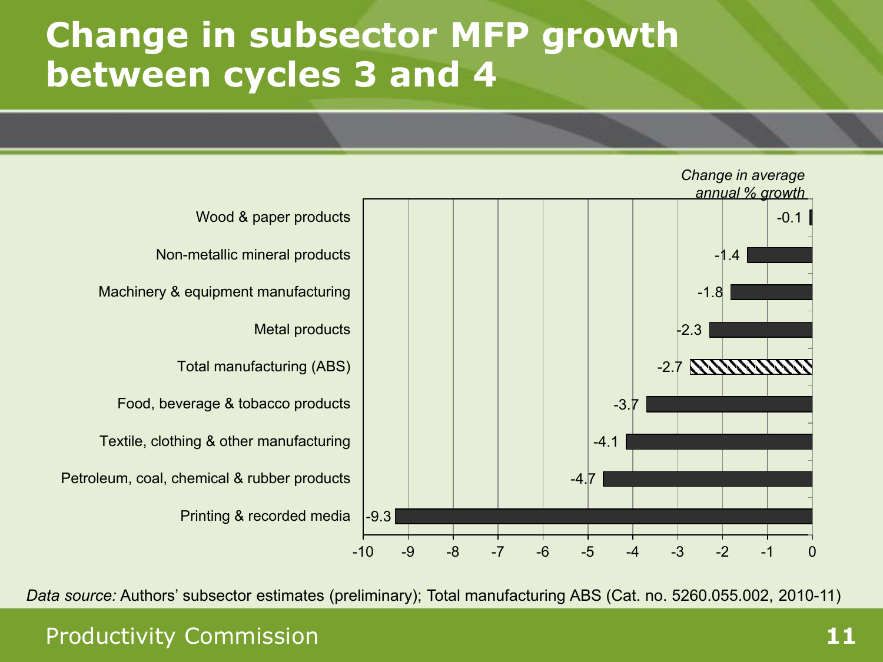# Change in subsector MFP growth between cycles 3 and 4

*Change in average annual % growth*

| Subsector | Change in average annual % growth |
| --- | --- |
| Wood & paper products | -0.1 |
| Non-metallic mineral products | -1.4 |
| Machinery & equipment manufacturing | -1.8 |
| Metal products | -2.3 |
| Total manufacturing (ABS) | -2.7 |
| Food, beverage & tobacco products | -3.7 |
| Textile, clothing & other manufacturing | -4.1 |
| Petroleum, coal, chemical & rubber products | -4.7 |
| Printing & recorded media | -9.3 |

*Data source:* Authors' subsector estimates (preliminary); Total manufacturing ABS (Cat. no. 5260.055.002, 2010-11)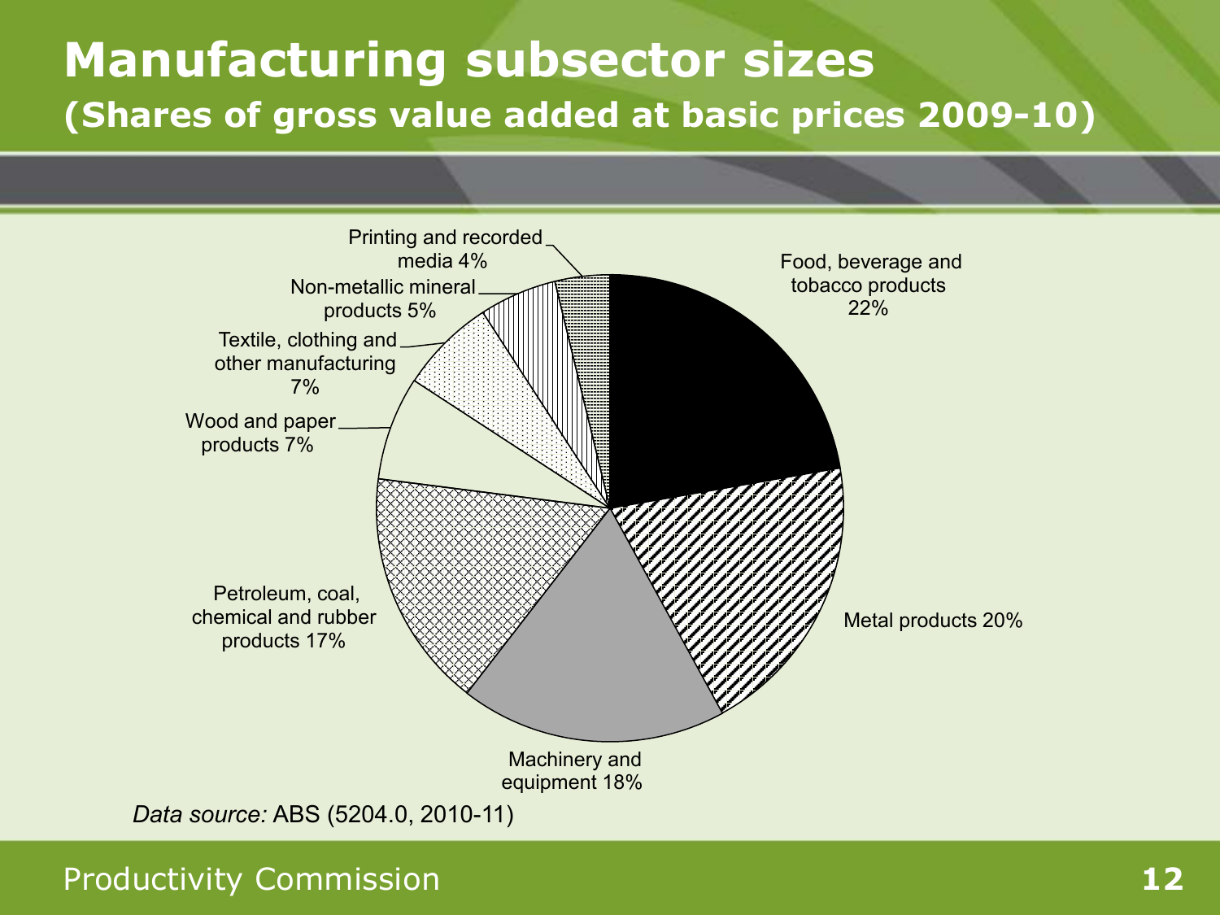# Manufacturing subsector sizes

## (Shares of gross value added at basic prices 2009-10)

| Subsector | Share |
| --- | --- |
| Food, beverage and tobacco products | 22% |
| Metal products | 20% |
| Machinery and equipment | 18% |
| Petroleum, coal, chemical and rubber products | 17% |
| Wood and paper products | 7% |
| Textile, clothing and other manufacturing | 7% |
| Non-metallic mineral products | 5% |
| Printing and recorded media | 4% |

*Data source:* ABS (5204.0, 2010-11)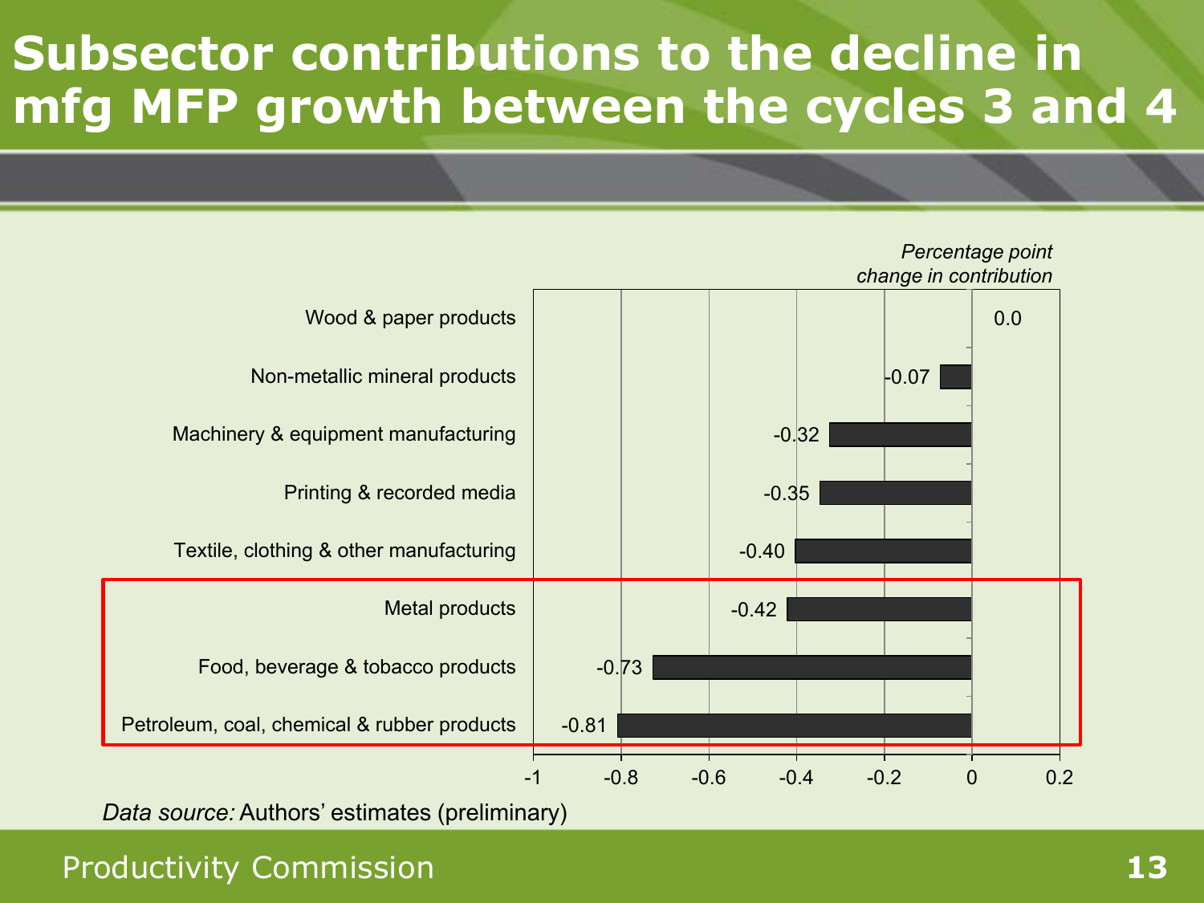# Subsector contributions to the decline in mfg MFP growth between the cycles 3 and 4

*Percentage point change in contribution*

| Subsector | Percentage point change in contribution |
| --- | --- |
| Wood & paper products | 0.0 |
| Non-metallic mineral products | -0.07 |
| Machinery & equipment manufacturing | -0.32 |
| Printing & recorded media | -0.35 |
| Textile, clothing & other manufacturing | -0.40 |
| Metal products | -0.42 |
| Food, beverage & tobacco products | -0.73 |
| Petroleum, coal, chemical & rubber products | -0.81 |

*Data source:* Authors' estimates (preliminary)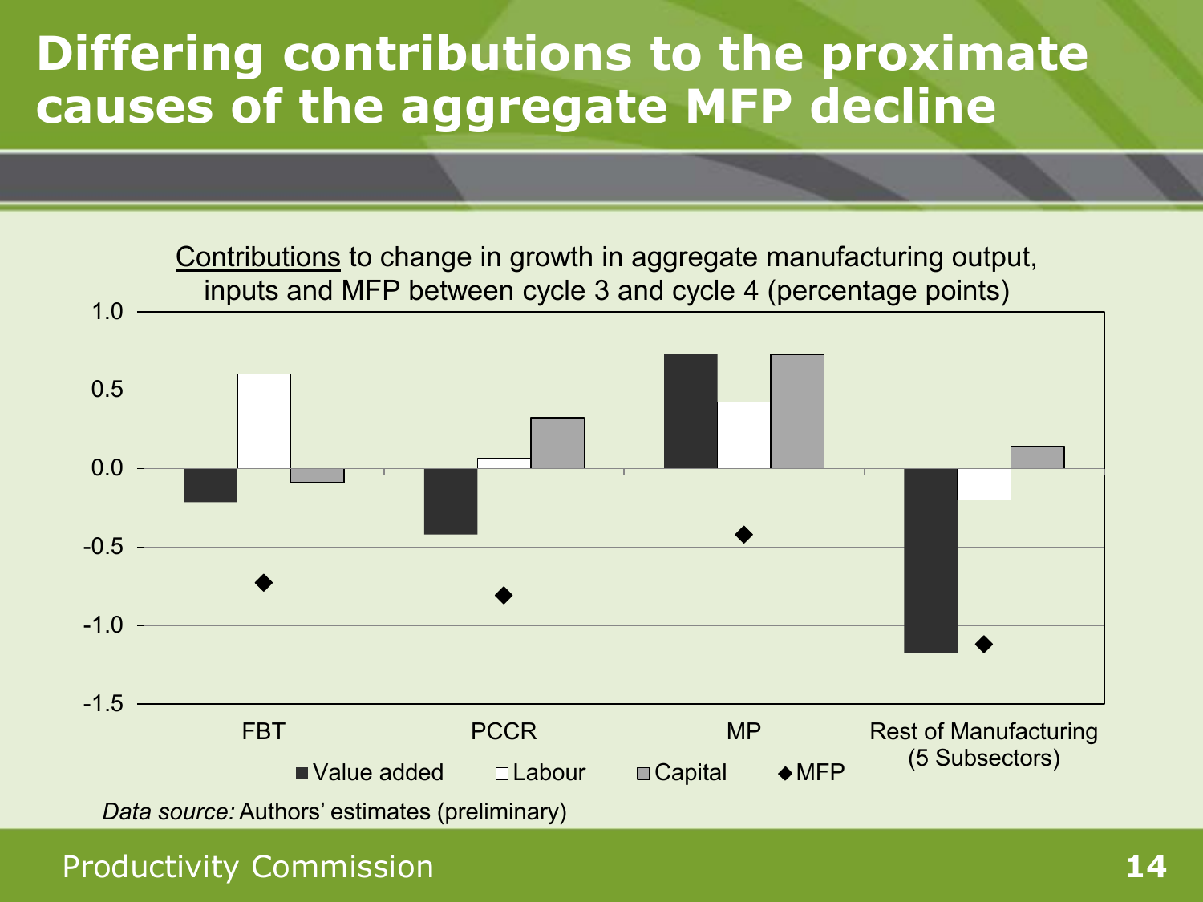# Differing contributions to the proximate causes of the aggregate MFP decline

Contributions to change in growth in aggregate manufacturing output, inputs and MFP between cycle 3 and cycle 4 (percentage points)

| | Value added | Labour | Capital | MFP |
|---|---|---|---|---|
| FBT | -0.21 | 0.60 | -0.09 | -0.72 |
| PCCR | -0.42 | 0.06 | 0.32 | -0.81 |
| MP | 0.73 | 0.42 | 0.73 | -0.42 |
| Rest of Manufacturing (5 Subsectors) | -1.17 | -0.20 | 0.14 | -1.12 |

*Data source:* Authors' estimates (preliminary)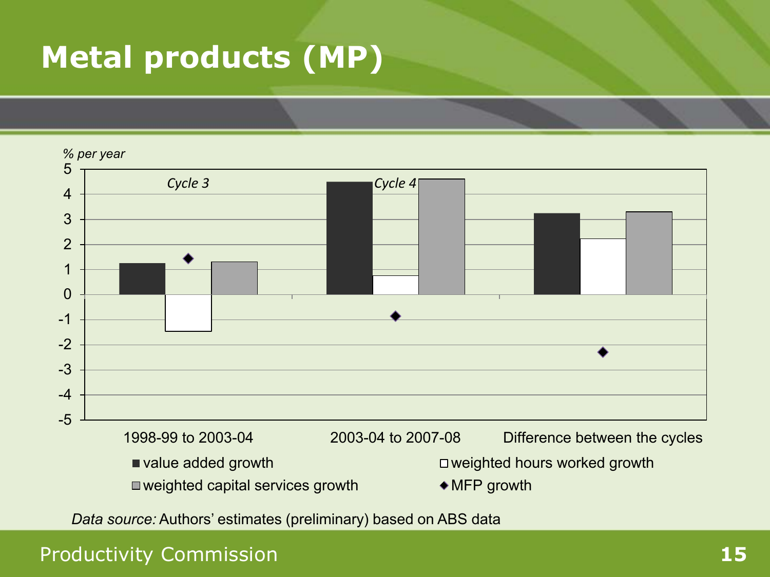# Metal products (MP)

% per year

Cycle 3 — 1998-99 to 2003-04

Cycle 4 — 2003-04 to 2007-08

Difference between the cycles

- value added growth
- weighted hours worked growth
- weighted capital services growth
- MFP growth

*Data source:* Authors' estimates (preliminary) based on ABS data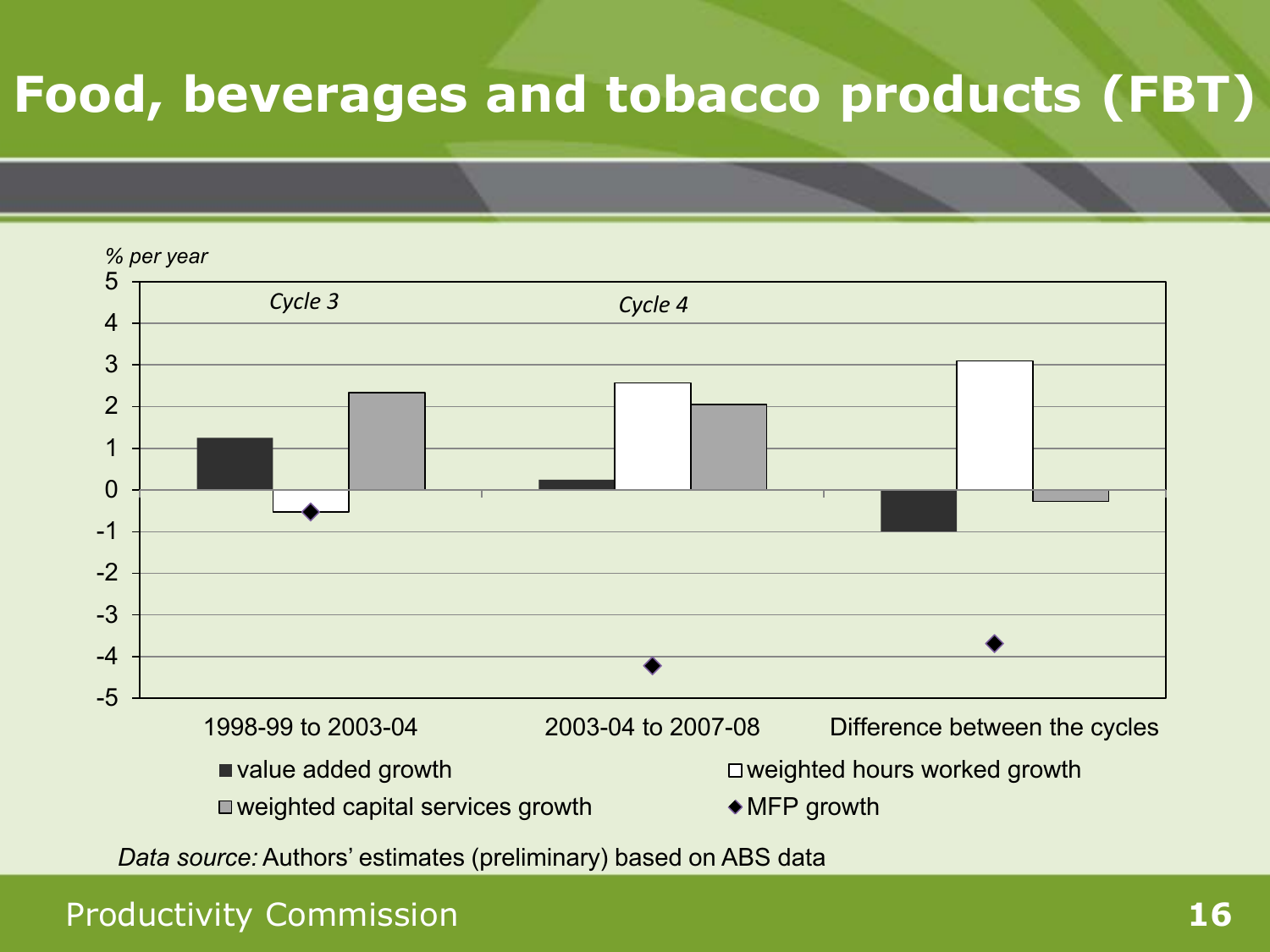# Food, beverages and tobacco products (FBT)

% per year

| | value added growth | weighted hours worked growth | weighted capital services growth | MFP growth |
|---|---|---|---|---|
| Cycle 3: 1998-99 to 2003-04 | 1.2 | -0.5 | 2.3 | -0.5 |
| Cycle 4: 2003-04 to 2007-08 | 0.2 | 2.6 | 2.0 | -4.2 |
| Difference between the cycles | -1.0 | 3.1 | -0.3 | -3.7 |

*Data source:* Authors' estimates (preliminary) based on ABS data

Productivity Commission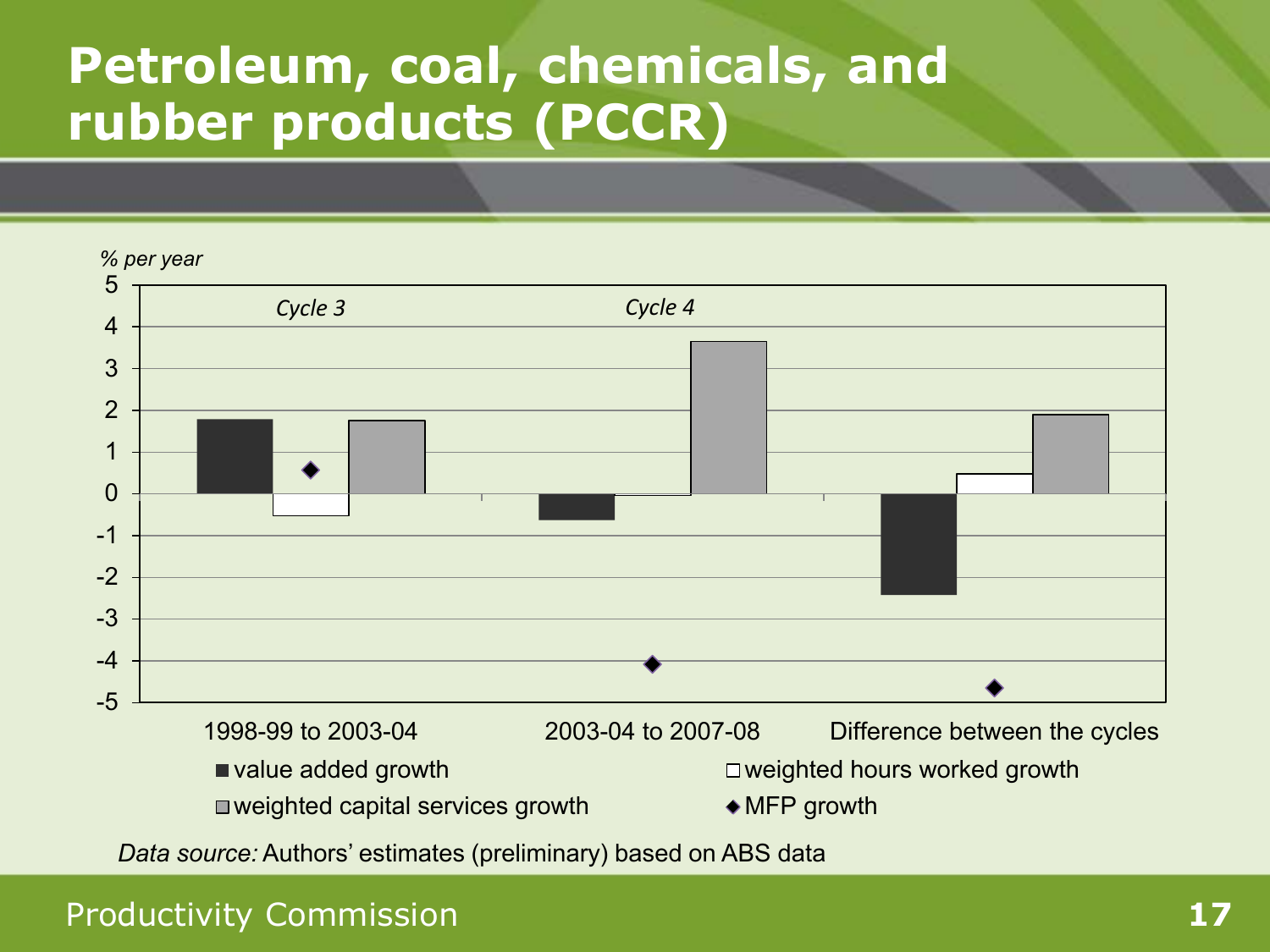# Petroleum, coal, chemicals, and rubber products (PCCR)

*% per year*

| | 1998-99 to 2003-04 (*Cycle 3*) | 2003-04 to 2007-08 (*Cycle 4*) | Difference between the cycles |
|---|---|---|---|
| value added growth | 1.8 | -0.6 | -2.4 |
| weighted hours worked growth | -0.5 | 0.0 | 0.5 |
| weighted capital services growth | 1.8 | 3.7 | 1.9 |
| MFP growth | 0.6 | -4.1 | -4.6 |

*Data source:* Authors' estimates (preliminary) based on ABS data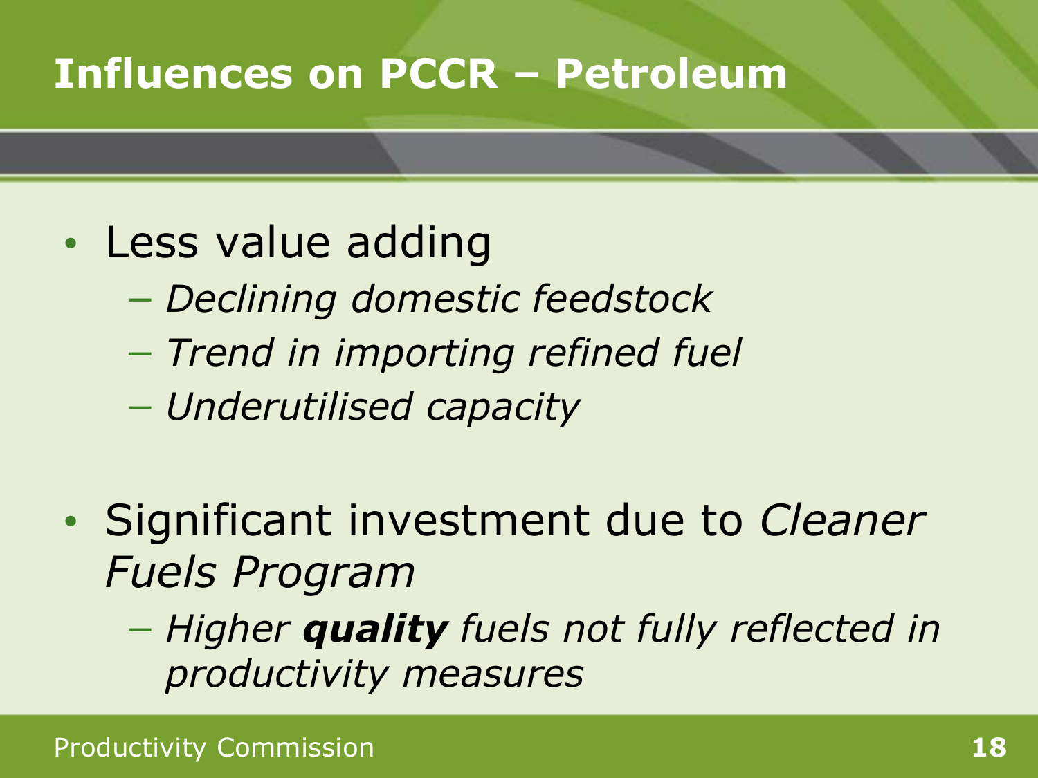# Influences on PCCR – Petroleum

- Less value adding
  - *Declining domestic feedstock*
  - *Trend in importing refined fuel*
  - *Underutilised capacity*

- Significant investment due to *Cleaner Fuels Program*
  - *Higher **quality** fuels not fully reflected in productivity measures*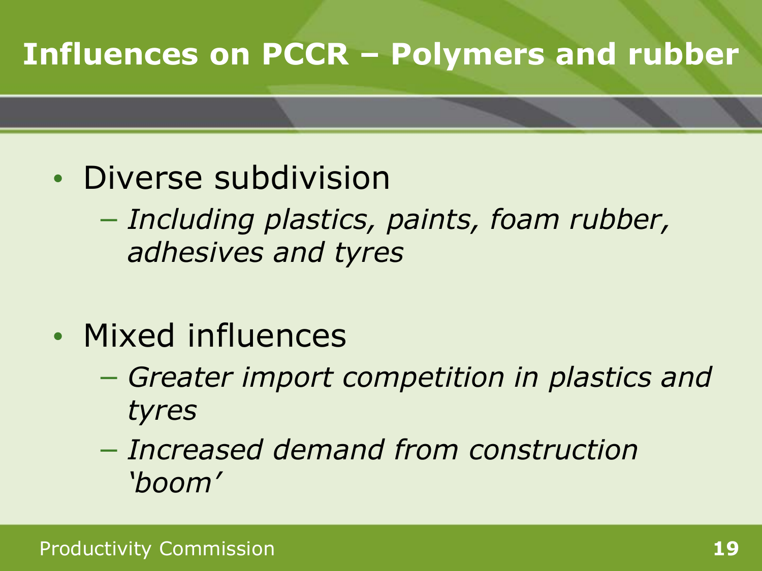# Influences on PCCR – Polymers and rubber

- Diverse subdivision
  - *Including plastics, paints, foam rubber, adhesives and tyres*
- Mixed influences
  - *Greater import competition in plastics and tyres*
  - *Increased demand from construction 'boom'*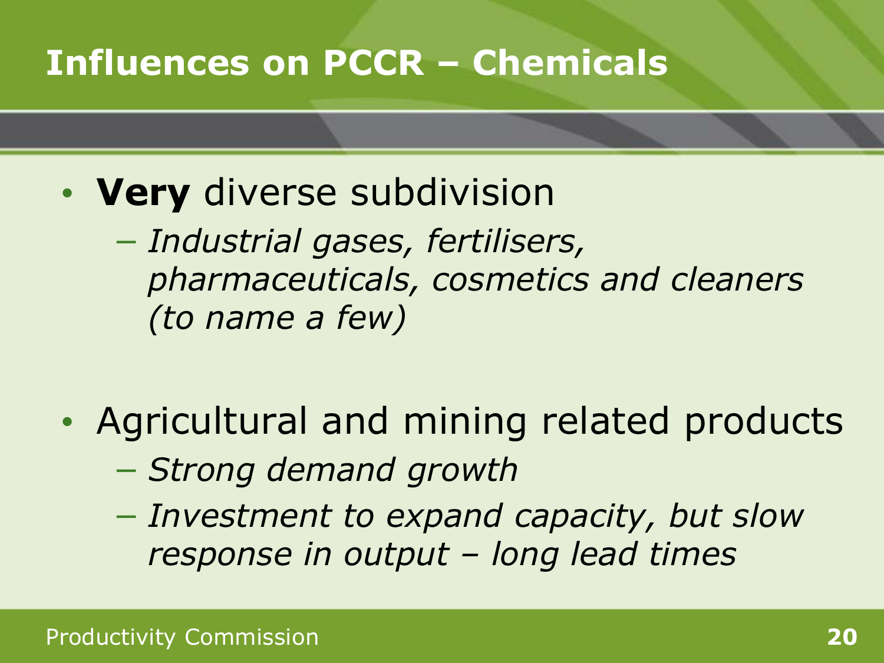# Influences on PCCR – Chemicals

- **Very** diverse subdivision
  - *Industrial gases, fertilisers, pharmaceuticals, cosmetics and cleaners (to name a few)*

- Agricultural and mining related products
  - *Strong demand growth*
  - *Investment to expand capacity, but slow response in output – long lead times*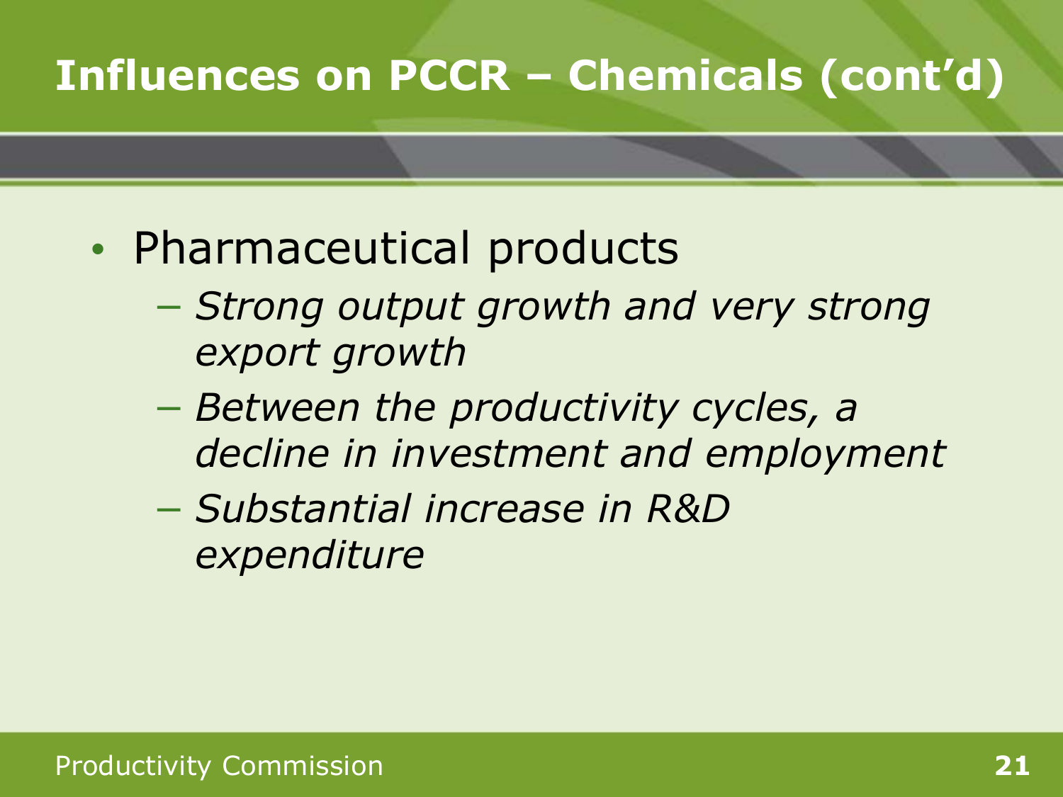# Influences on PCCR – Chemicals (cont'd)

- Pharmaceutical products
  - *Strong output growth and very strong export growth*
  - *Between the productivity cycles, a decline in investment and employment*
  - *Substantial increase in R&D expenditure*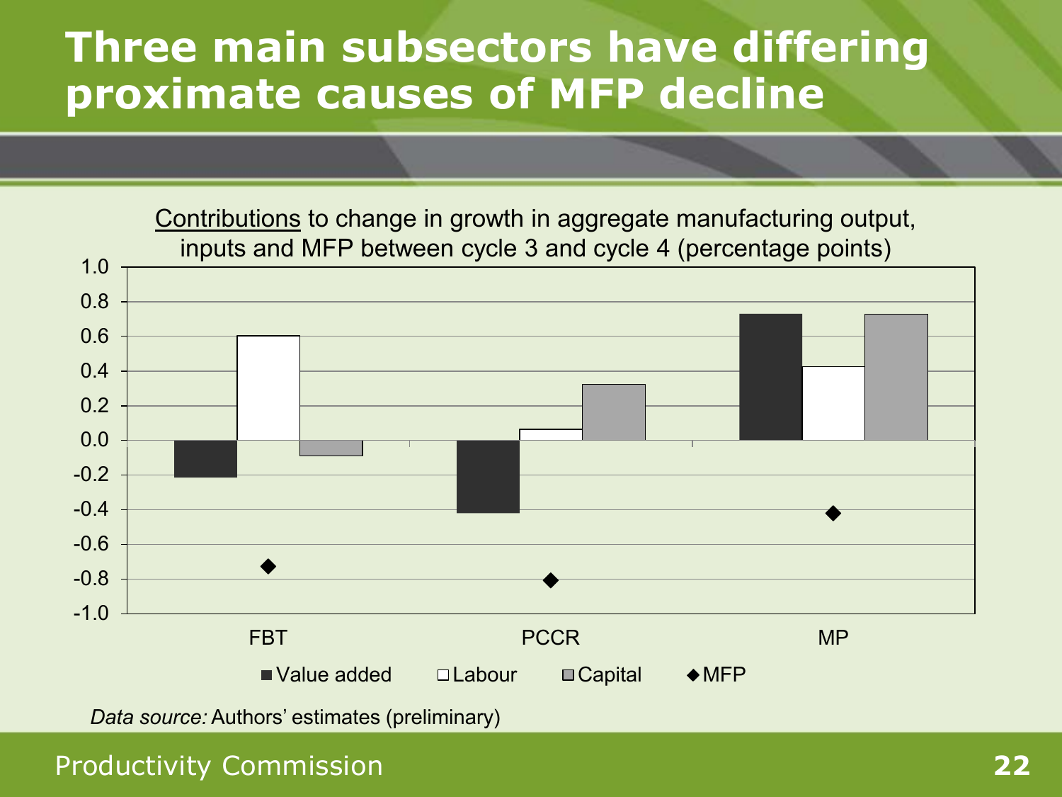# Three main subsectors have differing proximate causes of MFP decline

Contributions to change in growth in aggregate manufacturing output, inputs and MFP between cycle 3 and cycle 4 (percentage points)

| | Value added | Labour | Capital | MFP |
|---|---|---|---|---|
| FBT | -0.21 | 0.60 | -0.09 | -0.72 |
| PCCR | -0.42 | 0.06 | 0.32 | -0.80 |
| MP | 0.73 | 0.42 | 0.73 | -0.42 |

*Data source:* Authors' estimates (preliminary)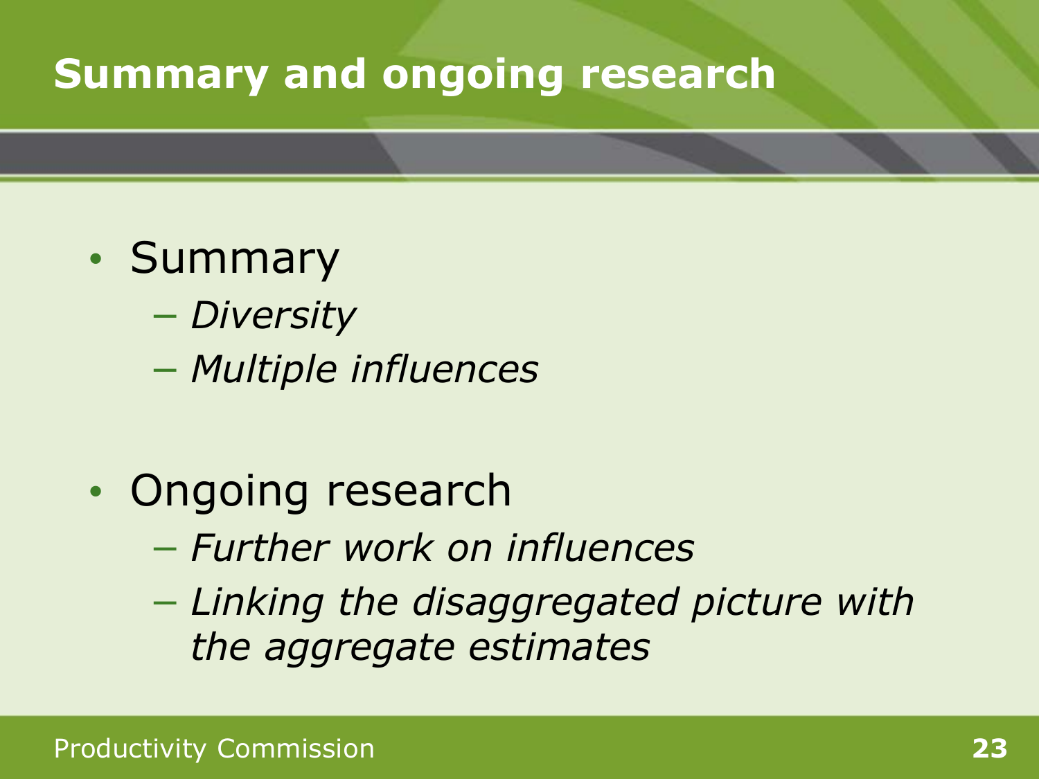# Summary and ongoing research

- Summary
  - *Diversity*
  - *Multiple influences*

- Ongoing research
  - *Further work on influences*
  - *Linking the disaggregated picture with the aggregate estimates*